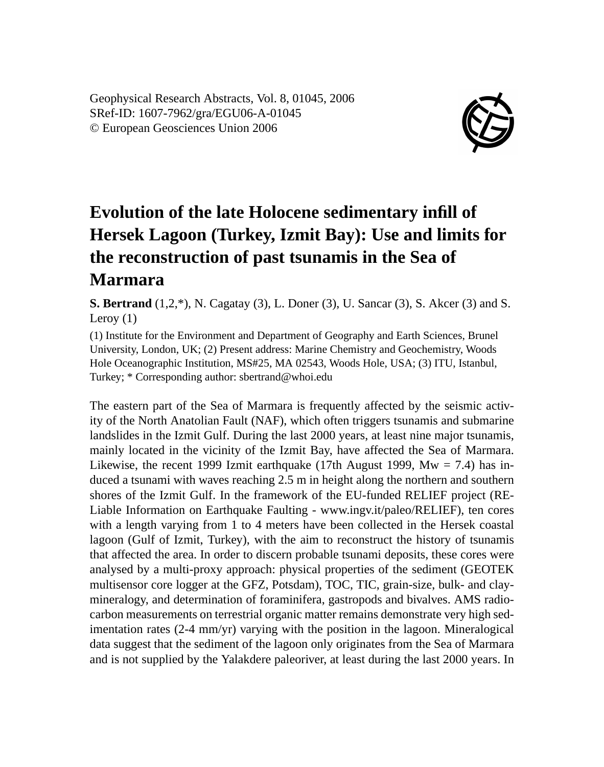Geophysical Research Abstracts, Vol. 8, 01045, 2006
SRef-ID: 1607-7962/gra/EGU06-A-01045
© European Geosciences Union 2006

# Evolution of the late Holocene sedimentary infill of Hersek Lagoon (Turkey, Izmit Bay): Use and limits for the reconstruction of past tsunamis in the Sea of Marmara

**S. Bertrand** (1,2,*), N. Cagatay (3), L. Doner (3), U. Sancar (3), S. Akcer (3) and S. Leroy (1)

(1) Institute for the Environment and Department of Geography and Earth Sciences, Brunel University, London, UK; (2) Present address: Marine Chemistry and Geochemistry, Woods Hole Oceanographic Institution, MS#25, MA 02543, Woods Hole, USA; (3) ITU, Istanbul, Turkey; * Corresponding author: sbertrand@whoi.edu

The eastern part of the Sea of Marmara is frequently affected by the seismic activity of the North Anatolian Fault (NAF), which often triggers tsunamis and submarine landslides in the Izmit Gulf. During the last 2000 years, at least nine major tsunamis, mainly located in the vicinity of the Izmit Bay, have affected the Sea of Marmara. Likewise, the recent 1999 Izmit earthquake (17th August 1999, Mw = 7.4) has induced a tsunami with waves reaching 2.5 m in height along the northern and southern shores of the Izmit Gulf. In the framework of the EU-funded RELIEF project (RELiable Information on Earthquake Faulting - www.ingv.it/paleo/RELIEF), ten cores with a length varying from 1 to 4 meters have been collected in the Hersek coastal lagoon (Gulf of Izmit, Turkey), with the aim to reconstruct the history of tsunamis that affected the area. In order to discern probable tsunami deposits, these cores were analysed by a multi-proxy approach: physical properties of the sediment (GEOTEK multisensor core logger at the GFZ, Potsdam), TOC, TIC, grain-size, bulk- and clay-mineralogy, and determination of foraminifera, gastropods and bivalves. AMS radiocarbon measurements on terrestrial organic matter remains demonstrate very high sedimentation rates (2-4 mm/yr) varying with the position in the lagoon. Mineralogical data suggest that the sediment of the lagoon only originates from the Sea of Marmara and is not supplied by the Yalakdere paleoriver, at least during the last 2000 years. In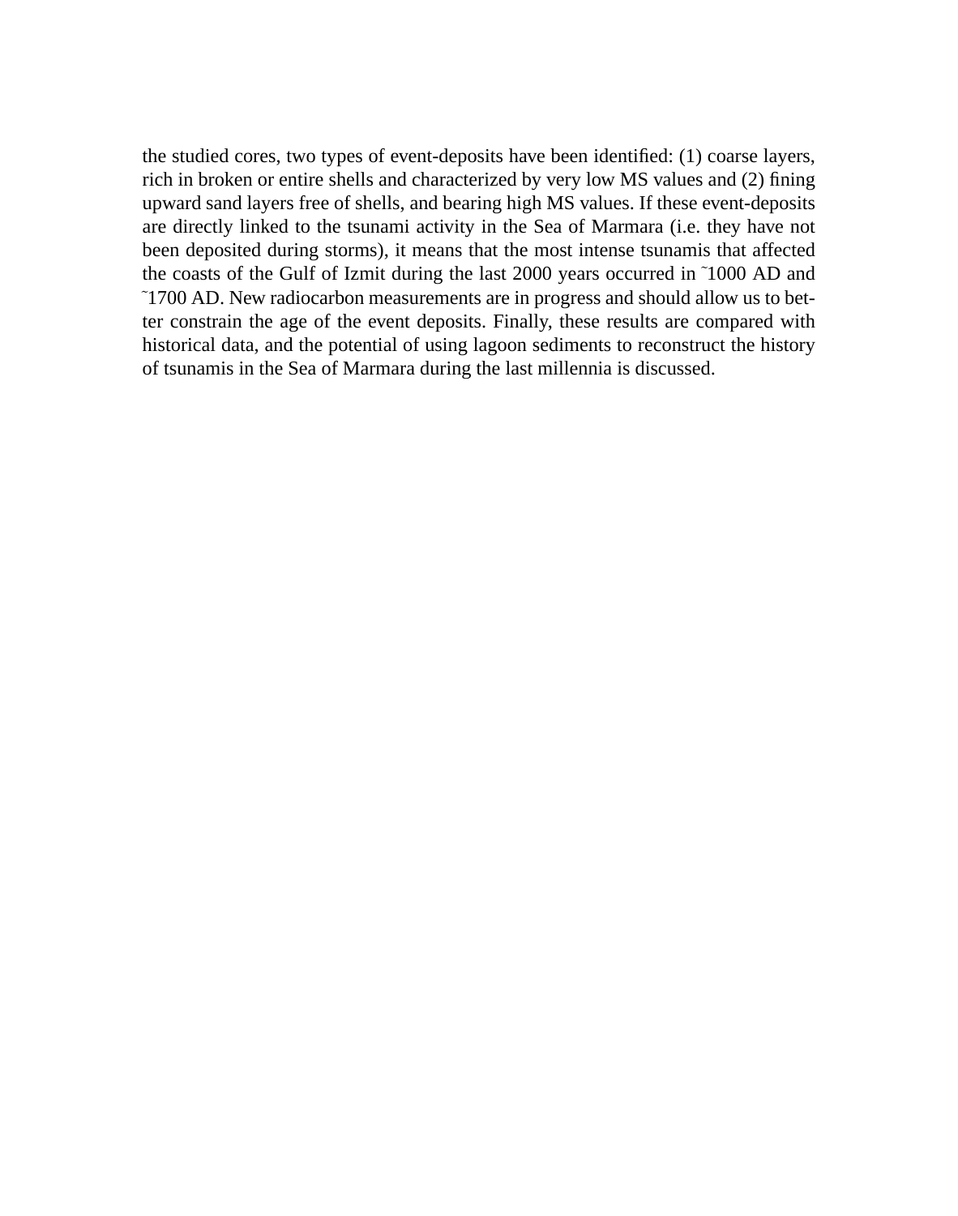the studied cores, two types of event-deposits have been identified: (1) coarse layers, rich in broken or entire shells and characterized by very low MS values and (2) fining upward sand layers free of shells, and bearing high MS values. If these event-deposits are directly linked to the tsunami activity in the Sea of Marmara (i.e. they have not been deposited during storms), it means that the most intense tsunamis that affected the coasts of the Gulf of Izmit during the last 2000 years occurred in ˜1000 AD and ˜1700 AD. New radiocarbon measurements are in progress and should allow us to better constrain the age of the event deposits. Finally, these results are compared with historical data, and the potential of using lagoon sediments to reconstruct the history of tsunamis in the Sea of Marmara during the last millennia is discussed.